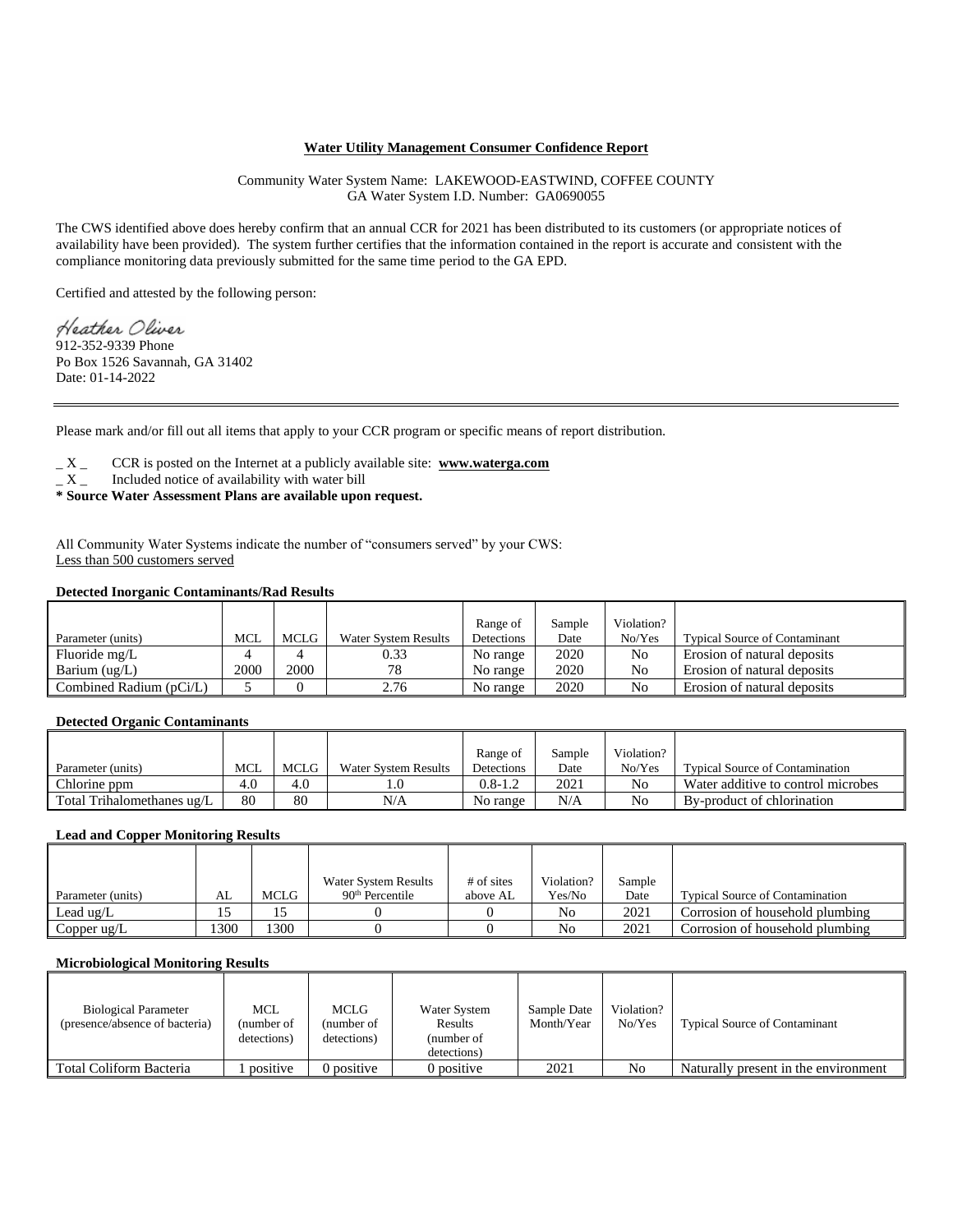**Water Utility Management Consumer Confidence Report**

Community Water System Name: LAKEWOOD-EASTWIND, COFFEE COUNTY
GA Water System I.D. Number: GA0690055

The CWS identified above does hereby confirm that an annual CCR for 2021 has been distributed to its customers (or appropriate notices of availability have been provided). The system further certifies that the information contained in the report is accurate and consistent with the compliance monitoring data previously submitted for the same time period to the GA EPD.

Certified and attested by the following person:

Heather Oliver
912-352-9339 Phone
Po Box 1526 Savannah, GA 31402
Date: 01-14-2022

---

Please mark and/or fill out all items that apply to your CCR program or specific means of report distribution.

_ X _ CCR is posted on the Internet at a publicly available site: **www.waterga.com**
_ X _ Included notice of availability with water bill
**\* Source Water Assessment Plans are available upon request.**

All Community Water Systems indicate the number of "consumers served" by your CWS:
Less than 500 customers served

**Detected Inorganic Contaminants/Rad Results**

| Parameter (units) | MCL | MCLG | Water System Results | Range of Detections | Sample Date | Violation? No/Yes | Typical Source of Contaminant |
|---|---|---|---|---|---|---|---|
| Fluoride mg/L | 4 | 4 | 0.33 | No range | 2020 | No | Erosion of natural deposits |
| Barium (ug/L) | 2000 | 2000 | 78 | No range | 2020 | No | Erosion of natural deposits |
| Combined Radium (pCi/L) | 5 | 0 | 2.76 | No range | 2020 | No | Erosion of natural deposits |

**Detected Organic Contaminants**

| Parameter (units) | MCL | MCLG | Water System Results | Range of Detections | Sample Date | Violation? No/Yes | Typical Source of Contamination |
|---|---|---|---|---|---|---|---|
| Chlorine ppm | 4.0 | 4.0 | 1.0 | 0.8-1.2 | 2021 | No | Water additive to control microbes |
| Total Trihalomethanes ug/L | 80 | 80 | N/A | No range | N/A | No | By-product of chlorination |

**Lead and Copper Monitoring Results**

| Parameter (units) | AL | MCLG | Water System Results 90th Percentile | # of sites above AL | Violation? Yes/No | Sample Date | Typical Source of Contamination |
|---|---|---|---|---|---|---|---|
| Lead ug/L | 15 | 15 | 0 | 0 | No | 2021 | Corrosion of household plumbing |
| Copper ug/L | 1300 | 1300 | 0 | 0 | No | 2021 | Corrosion of household plumbing |

**Microbiological Monitoring Results**

| Biological Parameter (presence/absence of bacteria) | MCL (number of detections) | MCLG (number of detections) | Water System Results (number of detections) | Sample Date Month/Year | Violation? No/Yes | Typical Source of Contaminant |
|---|---|---|---|---|---|---|
| Total Coliform Bacteria | 1 positive | 0 positive | 0 positive | 2021 | No | Naturally present in the environment |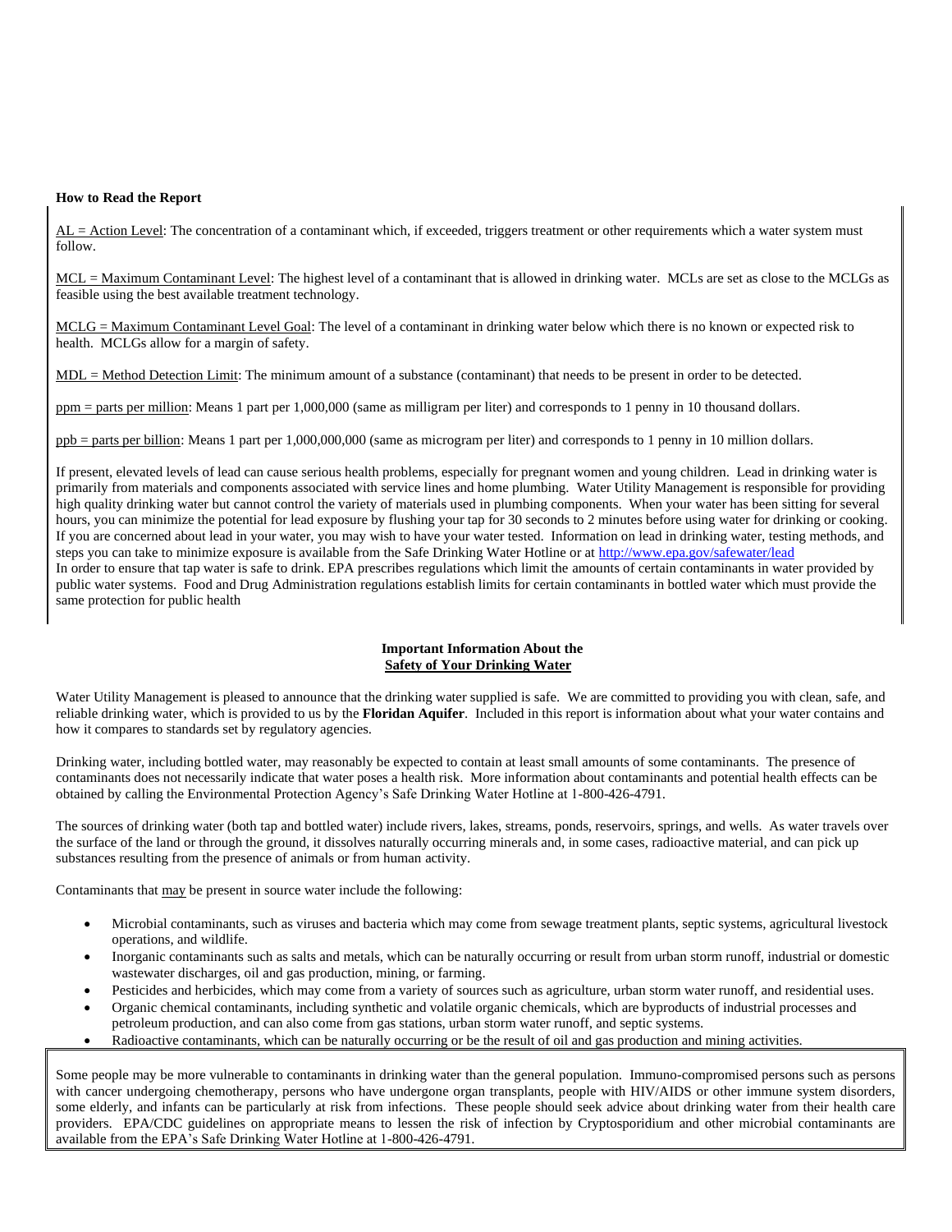**How to Read the Report**

AL = Action Level: The concentration of a contaminant which, if exceeded, triggers treatment or other requirements which a water system must follow.

MCL = Maximum Contaminant Level: The highest level of a contaminant that is allowed in drinking water. MCLs are set as close to the MCLGs as feasible using the best available treatment technology.

MCLG = Maximum Contaminant Level Goal: The level of a contaminant in drinking water below which there is no known or expected risk to health. MCLGs allow for a margin of safety.

MDL = Method Detection Limit: The minimum amount of a substance (contaminant) that needs to be present in order to be detected.

ppm = parts per million: Means 1 part per 1,000,000 (same as milligram per liter) and corresponds to 1 penny in 10 thousand dollars.

ppb = parts per billion: Means 1 part per 1,000,000,000 (same as microgram per liter) and corresponds to 1 penny in 10 million dollars.

If present, elevated levels of lead can cause serious health problems, especially for pregnant women and young children. Lead in drinking water is primarily from materials and components associated with service lines and home plumbing. Water Utility Management is responsible for providing high quality drinking water but cannot control the variety of materials used in plumbing components. When your water has been sitting for several hours, you can minimize the potential for lead exposure by flushing your tap for 30 seconds to 2 minutes before using water for drinking or cooking. If you are concerned about lead in your water, you may wish to have your water tested. Information on lead in drinking water, testing methods, and steps you can take to minimize exposure is available from the Safe Drinking Water Hotline or at http://www.epa.gov/safewater/lead
In order to ensure that tap water is safe to drink. EPA prescribes regulations which limit the amounts of certain contaminants in water provided by public water systems. Food and Drug Administration regulations establish limits for certain contaminants in bottled water which must provide the same protection for public health

**Important Information About the**
**Safety of Your Drinking Water**

Water Utility Management is pleased to announce that the drinking water supplied is safe. We are committed to providing you with clean, safe, and reliable drinking water, which is provided to us by the **Floridan Aquifer**. Included in this report is information about what your water contains and how it compares to standards set by regulatory agencies.

Drinking water, including bottled water, may reasonably be expected to contain at least small amounts of some contaminants. The presence of contaminants does not necessarily indicate that water poses a health risk. More information about contaminants and potential health effects can be obtained by calling the Environmental Protection Agency's Safe Drinking Water Hotline at 1-800-426-4791.

The sources of drinking water (both tap and bottled water) include rivers, lakes, streams, ponds, reservoirs, springs, and wells. As water travels over the surface of the land or through the ground, it dissolves naturally occurring minerals and, in some cases, radioactive material, and can pick up substances resulting from the presence of animals or from human activity.

Contaminants that may be present in source water include the following:

- Microbial contaminants, such as viruses and bacteria which may come from sewage treatment plants, septic systems, agricultural livestock operations, and wildlife.
- Inorganic contaminants such as salts and metals, which can be naturally occurring or result from urban storm runoff, industrial or domestic wastewater discharges, oil and gas production, mining, or farming.
- Pesticides and herbicides, which may come from a variety of sources such as agriculture, urban storm water runoff, and residential uses.
- Organic chemical contaminants, including synthetic and volatile organic chemicals, which are byproducts of industrial processes and petroleum production, and can also come from gas stations, urban storm water runoff, and septic systems.
- Radioactive contaminants, which can be naturally occurring or be the result of oil and gas production and mining activities.

Some people may be more vulnerable to contaminants in drinking water than the general population. Immuno-compromised persons such as persons with cancer undergoing chemotherapy, persons who have undergone organ transplants, people with HIV/AIDS or other immune system disorders, some elderly, and infants can be particularly at risk from infections. These people should seek advice about drinking water from their health care providers. EPA/CDC guidelines on appropriate means to lessen the risk of infection by Cryptosporidium and other microbial contaminants are available from the EPA's Safe Drinking Water Hotline at 1-800-426-4791.